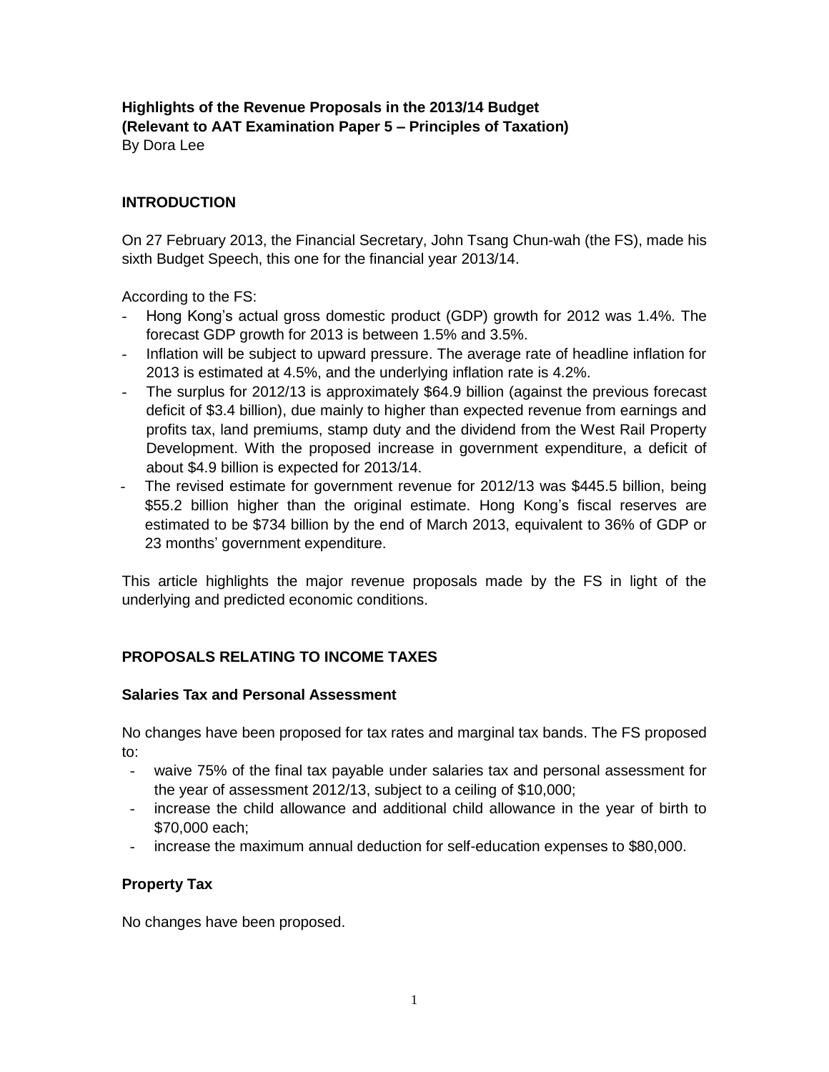**Highlights of the Revenue Proposals in the 2013/14 Budget**
**(Relevant to AAT Examination Paper 5 – Principles of Taxation)**
By Dora Lee

## INTRODUCTION

On 27 February 2013, the Financial Secretary, John Tsang Chun-wah (the FS), made his sixth Budget Speech, this one for the financial year 2013/14.

According to the FS:

- Hong Kong's actual gross domestic product (GDP) growth for 2012 was 1.4%. The forecast GDP growth for 2013 is between 1.5% and 3.5%.
- Inflation will be subject to upward pressure. The average rate of headline inflation for 2013 is estimated at 4.5%, and the underlying inflation rate is 4.2%.
- The surplus for 2012/13 is approximately $64.9 billion (against the previous forecast deficit of $3.4 billion), due mainly to higher than expected revenue from earnings and profits tax, land premiums, stamp duty and the dividend from the West Rail Property Development. With the proposed increase in government expenditure, a deficit of about $4.9 billion is expected for 2013/14.
- The revised estimate for government revenue for 2012/13 was $445.5 billion, being $55.2 billion higher than the original estimate. Hong Kong's fiscal reserves are estimated to be $734 billion by the end of March 2013, equivalent to 36% of GDP or 23 months' government expenditure.

This article highlights the major revenue proposals made by the FS in light of the underlying and predicted economic conditions.

## PROPOSALS RELATING TO INCOME TAXES

### Salaries Tax and Personal Assessment

No changes have been proposed for tax rates and marginal tax bands. The FS proposed to:

- waive 75% of the final tax payable under salaries tax and personal assessment for the year of assessment 2012/13, subject to a ceiling of $10,000;
- increase the child allowance and additional child allowance in the year of birth to $70,000 each;
- increase the maximum annual deduction for self-education expenses to $80,000.

### Property Tax

No changes have been proposed.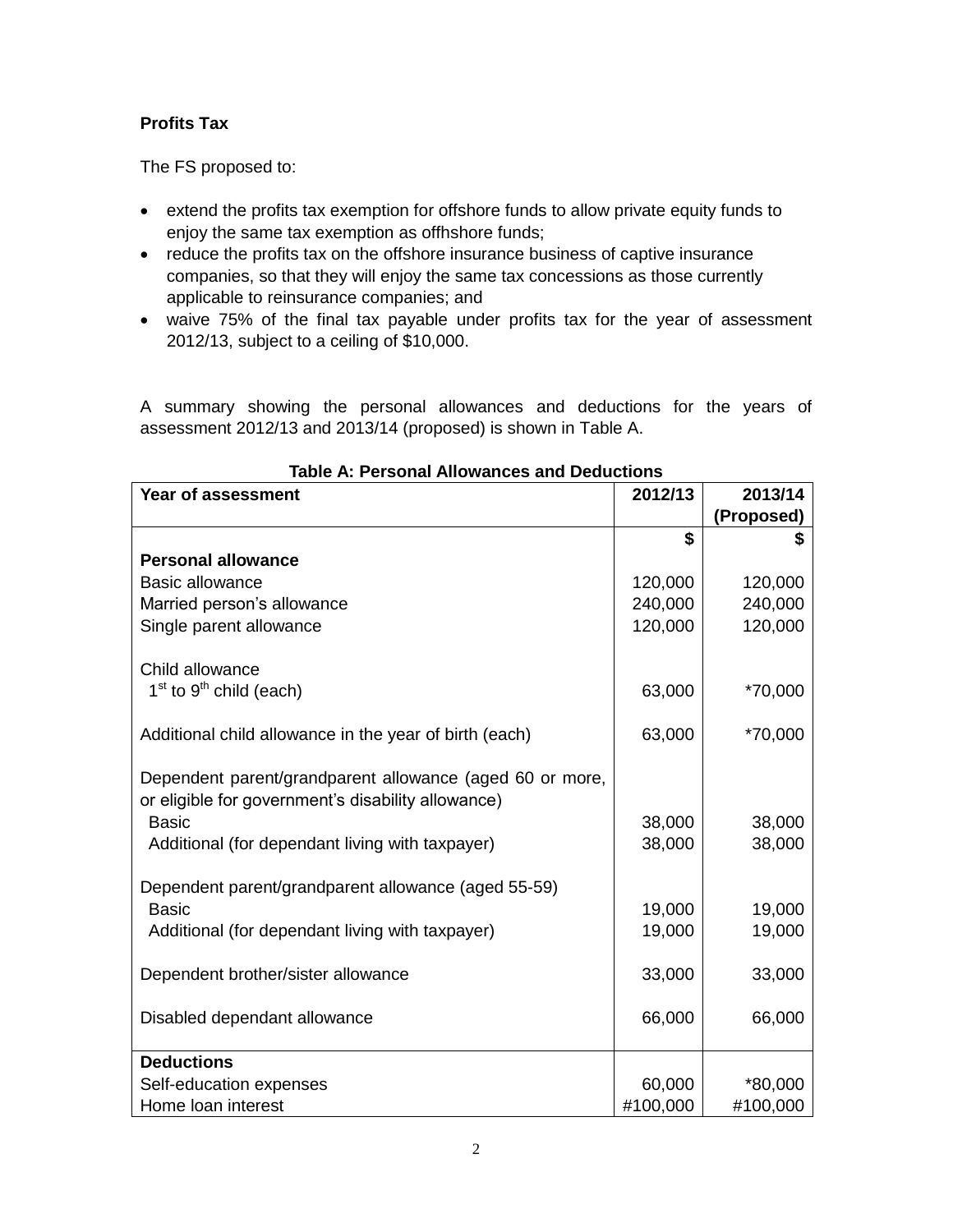**Profits Tax**

The FS proposed to:

- extend the profits tax exemption for offshore funds to allow private equity funds to enjoy the same tax exemption as offhshore funds;
- reduce the profits tax on the offshore insurance business of captive insurance companies, so that they will enjoy the same tax concessions as those currently applicable to reinsurance companies; and
- waive 75% of the final tax payable under profits tax for the year of assessment 2012/13, subject to a ceiling of $10,000.

A summary showing the personal allowances and deductions for the years of assessment 2012/13 and 2013/14 (proposed) is shown in Table A.

**Table A: Personal Allowances and Deductions**

| Year of assessment | 2012/13 | 2013/14 (Proposed) |
|---|---|---|
| | $ | $ |
| **Personal allowance** | | |
| Basic allowance | 120,000 | 120,000 |
| Married person's allowance | 240,000 | 240,000 |
| Single parent allowance | 120,000 | 120,000 |
| Child allowance | | |
| 1st to 9th child (each) | 63,000 | *70,000 |
| Additional child allowance in the year of birth (each) | 63,000 | *70,000 |
| Dependent parent/grandparent allowance (aged 60 or more, or eligible for government's disability allowance) | | |
| Basic | 38,000 | 38,000 |
| Additional (for dependant living with taxpayer) | 38,000 | 38,000 |
| Dependent parent/grandparent allowance (aged 55-59) | | |
| Basic | 19,000 | 19,000 |
| Additional (for dependant living with taxpayer) | 19,000 | 19,000 |
| Dependent brother/sister allowance | 33,000 | 33,000 |
| Disabled dependant allowance | 66,000 | 66,000 |
| **Deductions** | | |
| Self-education expenses | 60,000 | *80,000 |
| Home loan interest | #100,000 | #100,000 |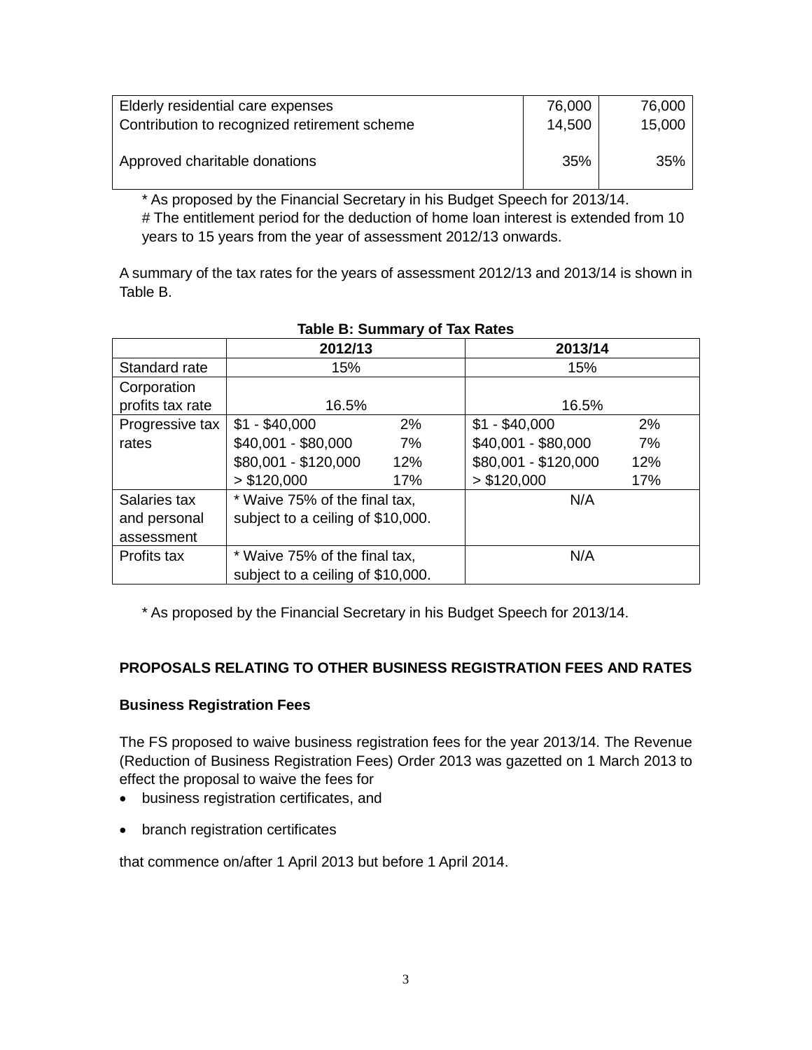| | | |
|---|---|---|
| Elderly residential care expenses | 76,000 | 76,000 |
| Contribution to recognized retirement scheme | 14,500 | 15,000 |
| Approved charitable donations | 35% | 35% |

\* As proposed by the Financial Secretary in his Budget Speech for 2013/14.
# The entitlement period for the deduction of home loan interest is extended from 10 years to 15 years from the year of assessment 2012/13 onwards.

A summary of the tax rates for the years of assessment 2012/13 and 2013/14 is shown in Table B.

**Table B: Summary of Tax Rates**

| | 2012/13 | | 2013/14 | |
|---|---|---|---|---|
| Standard rate | 15% | | 15% | |
| Corporation profits tax rate | 16.5% | | 16.5% | |
| Progressive tax rates | $1 - $40,000 | 2% | $1 - $40,000 | 2% |
| | $40,001 - $80,000 | 7% | $40,001 - $80,000 | 7% |
| | $80,001 - $120,000 | 12% | $80,001 - $120,000 | 12% |
| | > $120,000 | 17% | > $120,000 | 17% |
| Salaries tax and personal assessment | * Waive 75% of the final tax, subject to a ceiling of $10,000. | | N/A | |
| Profits tax | * Waive 75% of the final tax, subject to a ceiling of $10,000. | | N/A | |

\* As proposed by the Financial Secretary in his Budget Speech for 2013/14.

## PROPOSALS RELATING TO OTHER BUSINESS REGISTRATION FEES AND RATES

### Business Registration Fees

The FS proposed to waive business registration fees for the year 2013/14. The Revenue (Reduction of Business Registration Fees) Order 2013 was gazetted on 1 March 2013 to effect the proposal to waive the fees for

- business registration certificates, and
- branch registration certificates

that commence on/after 1 April 2013 but before 1 April 2014.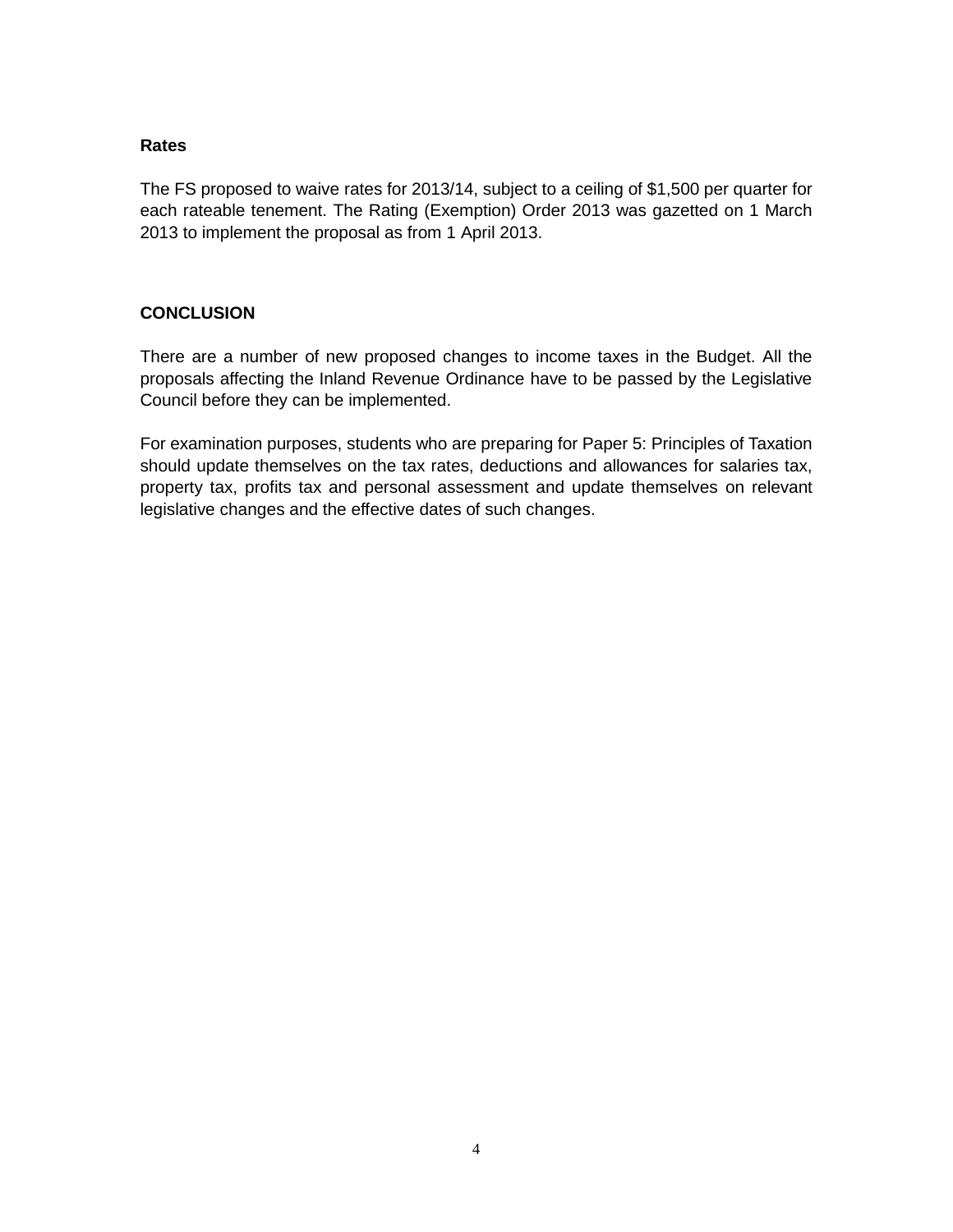**Rates**

The FS proposed to waive rates for 2013/14, subject to a ceiling of $1,500 per quarter for each rateable tenement. The Rating (Exemption) Order 2013 was gazetted on 1 March 2013 to implement the proposal as from 1 April 2013.

**CONCLUSION**

There are a number of new proposed changes to income taxes in the Budget. All the proposals affecting the Inland Revenue Ordinance have to be passed by the Legislative Council before they can be implemented.

For examination purposes, students who are preparing for Paper 5: Principles of Taxation should update themselves on the tax rates, deductions and allowances for salaries tax, property tax, profits tax and personal assessment and update themselves on relevant legislative changes and the effective dates of such changes.